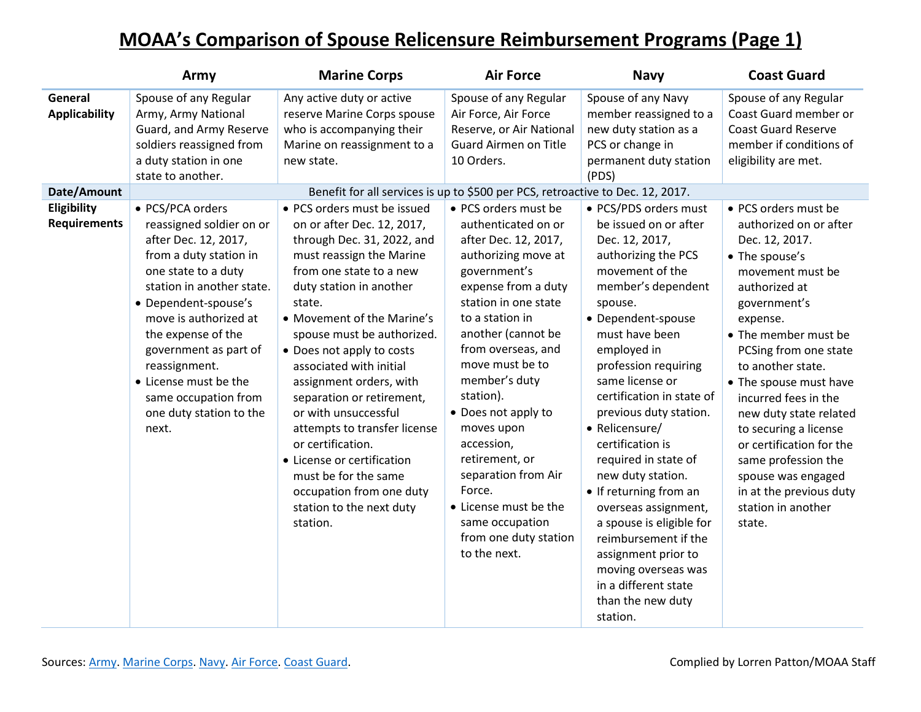# MOA's Comparison of Spouse Relicensure Reimbursement Programs (Page 1)

| | Army | Marine Corps | Air Force | Navy | Coast Guard |
|---|---|---|---|---|---|
| **General Applicability** | Spouse of any Regular Army, Army National Guard, and Army Reserve soldiers reassigned from a duty station in one state to another. | Any active duty or active reserve Marine Corps spouse who is accompanying their Marine on reassignment to a new state. | Spouse of any Regular Air Force, Air Force Reserve, or Air National Guard Airmen on Title 10 Orders. | Spouse of any Navy member reassigned to a new duty station as a PCS or change in permanent duty station (PDS) | Spouse of any Regular Coast Guard member or Coast Guard Reserve member if conditions of eligibility are met. |
| **Date/Amount** | Benefit for all services is up to $500 per PCS, retroactive to Dec. 12, 2017. | | | | |
| **Eligibility Requirements** | • PCS/PCA orders reassigned soldier on or after Dec. 12, 2017, from a duty station in one state to a duty station in another state.<br>• Dependent-spouse's move is authorized at the expense of the government as part of reassignment.<br>• License must be the same occupation from one duty station to the next. | • PCS orders must be issued on or after Dec. 12, 2017, through Dec. 31, 2022, and must reassign the Marine from one state to a new duty station in another state.<br>• Movement of the Marine's spouse must be authorized.<br>• Does not apply to costs associated with initial assignment orders, with separation or retirement, or with unsuccessful attempts to transfer license or certification.<br>• License or certification must be for the same occupation from one duty station to the next duty station. | • PCS orders must be authenticated on or after Dec. 12, 2017, authorizing move at government's expense from a duty station in one state to a station in another (cannot be from overseas, and move must be to member's duty station).<br>• Does not apply to moves upon accession, retirement, or separation from Air Force.<br>• License must be the same occupation from one duty station to the next. | • PCS/PDS orders must be issued on or after Dec. 12, 2017, authorizing the PCS movement of the member's dependent spouse.<br>• Dependent-spouse must have been employed in profession requiring same license or certification in state of previous duty station.<br>• Relicensure/ certification is required in state of new duty station.<br>• If returning from an overseas assignment, a spouse is eligible for reimbursement if the assignment prior to moving overseas was in a different state than the new duty station. | • PCS orders must be authorized on or after Dec. 12, 2017.<br>• The spouse's movement must be authorized at government's expense.<br>• The member must be PCSing from one state to another state.<br>• The spouse must have incurred fees in the new duty state related to securing a license or certification for the same profession the spouse was engaged in at the previous duty station in another state. |

Sources: Army. Marine Corps. Navy. Air Force. Coast Guard.

Complied by Lorren Patton/MOAA Staff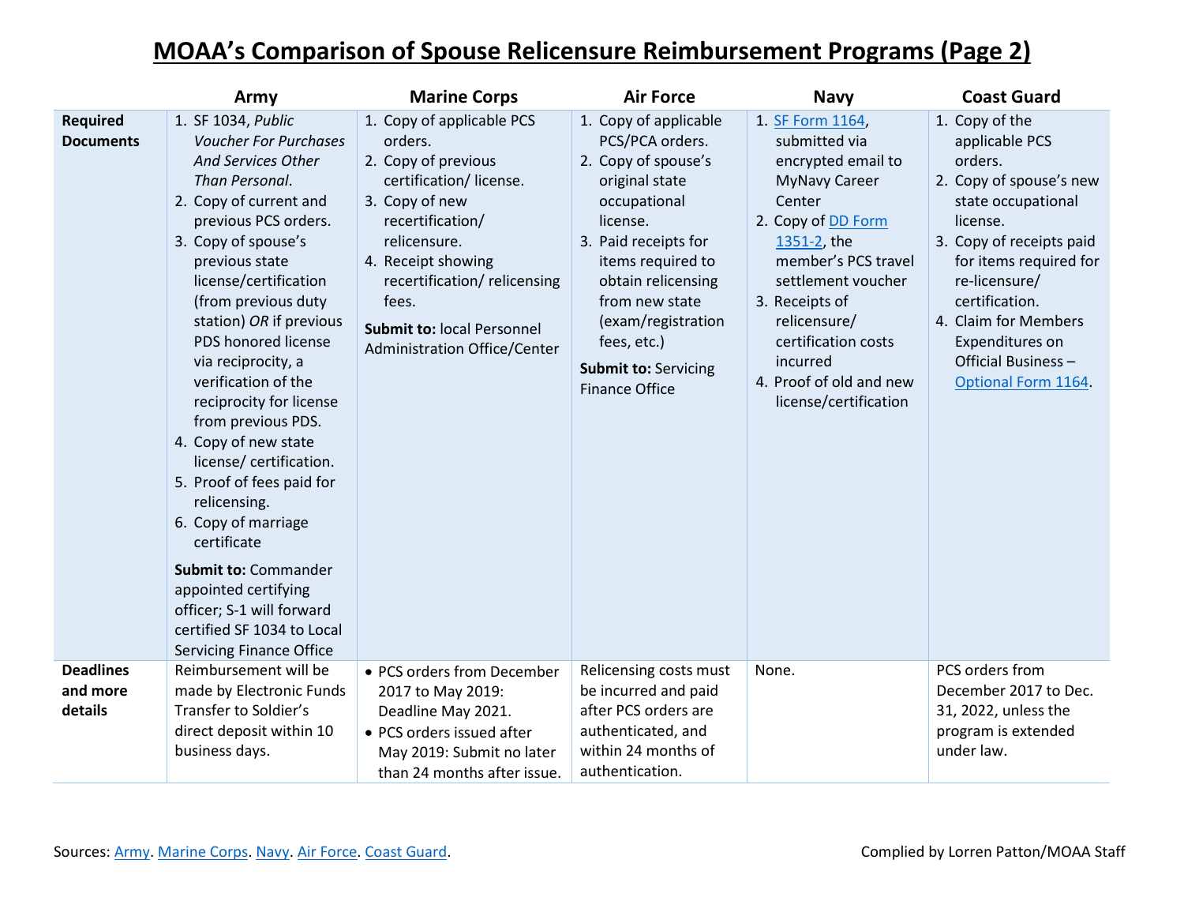# MOAA's Comparison of Spouse Relicensure Reimbursement Programs (Page 2)

| | Army | Marine Corps | Air Force | Navy | Coast Guard |
|---|---|---|---|---|---|
| **Required Documents** | 1. SF 1034, *Public Voucher For Purchases And Services Other Than Personal*.<br>2. Copy of current and previous PCS orders.<br>3. Copy of spouse's previous state license/certification (from previous duty station) *OR* if previous PDS honored license via reciprocity, a verification of the reciprocity for license from previous PDS.<br>4. Copy of new state license/ certification.<br>5. Proof of fees paid for relicensing.<br>6. Copy of marriage certificate<br><br>**Submit to:** Commander appointed certifying officer; S-1 will forward certified SF 1034 to Local Servicing Finance Office | 1. Copy of applicable PCS orders.<br>2. Copy of previous certification/ license.<br>3. Copy of new recertification/ relicensure.<br>4. Receipt showing recertification/ relicensing fees.<br><br>**Submit to:** local Personnel Administration Office/Center | 1. Copy of applicable PCS/PCA orders.<br>2. Copy of spouse's original state occupational license.<br>3. Paid receipts for items required to obtain relicensing from new state (exam/registration fees, etc.)<br><br>**Submit to:** Servicing Finance Office | 1. SF Form 1164, submitted via encrypted email to MyNavy Career Center<br>2. Copy of DD Form 1351-2, the member's PCS travel settlement voucher<br>3. Receipts of relicensure/ certification costs incurred<br>4. Proof of old and new license/certification | 1. Copy of the applicable PCS orders.<br>2. Copy of spouse's new state occupational license.<br>3. Copy of receipts paid for items required for re-licensure/ certification.<br>4. Claim for Members Expenditures on Official Business – Optional Form 1164. |
| **Deadlines and more details** | Reimbursement will be made by Electronic Funds Transfer to Soldier's direct deposit within 10 business days. | • PCS orders from December 2017 to May 2019: Deadline May 2021.<br>• PCS orders issued after May 2019: Submit no later than 24 months after issue. | Relicensing costs must be incurred and paid after PCS orders are authenticated, and within 24 months of authentication. | None. | PCS orders from December 2017 to Dec. 31, 2022, unless the program is extended under law. |

Sources: Army. Marine Corps. Navy. Air Force. Coast Guard.

Complied by Lorren Patton/MOAA Staff